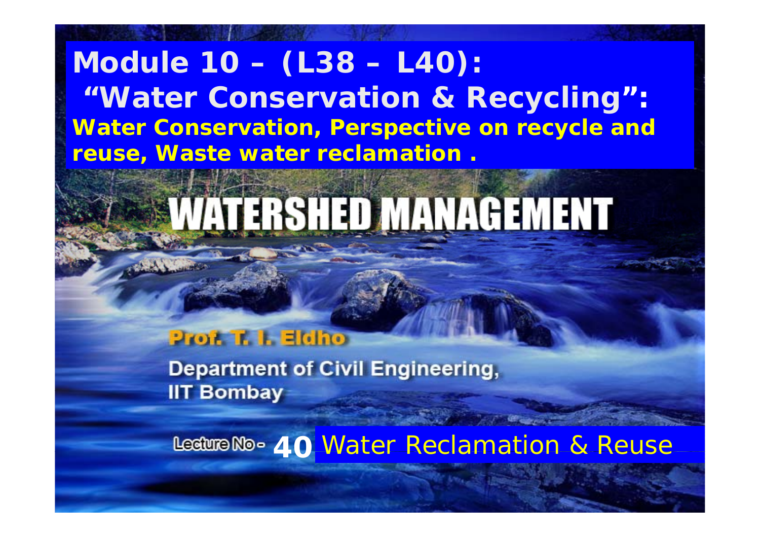# Module 10 – (L38 – L40):

## "Water Conservation & Recycling":

**Water Conservation, Perspective on recycle and reuse, Waste water reclamation .**

# WATERSHED MANAGEMENT

**Prof. T. I. Eldho**

Department of Civil Engineering,
IIT Bombay

Lecture No - **40** Water Reclamation & Reuse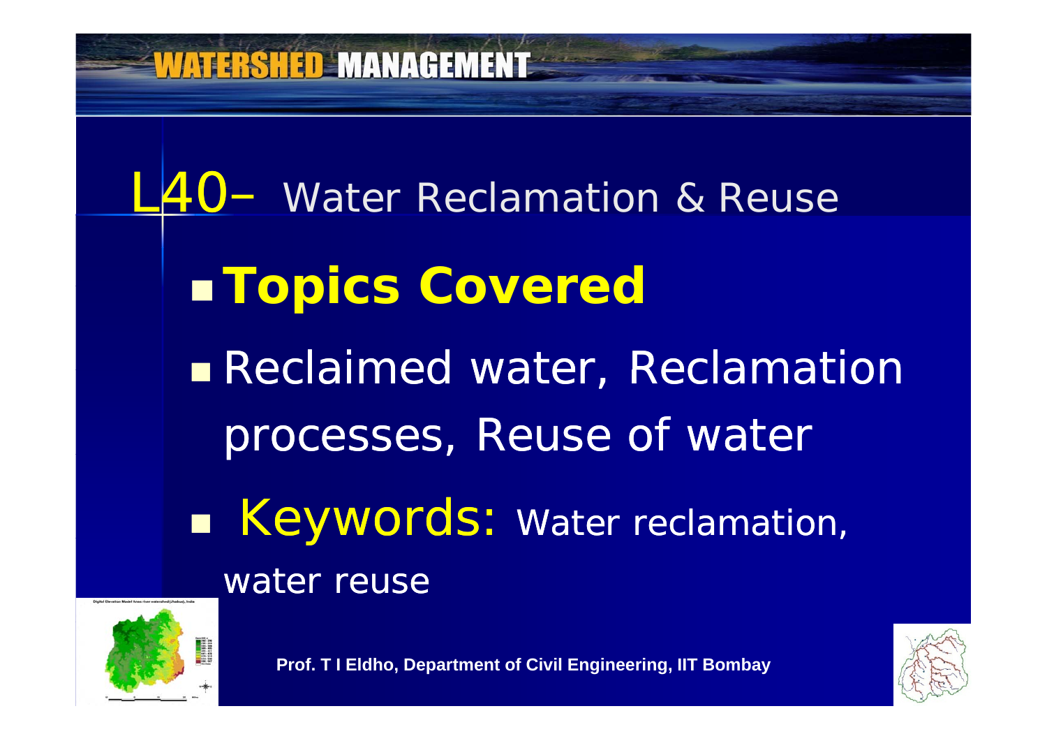# L40– Water Reclamation & Reuse

- **Topics Covered**
- Reclaimed water, Reclamation processes, Reuse of water
- Keywords: Water reclamation, water reuse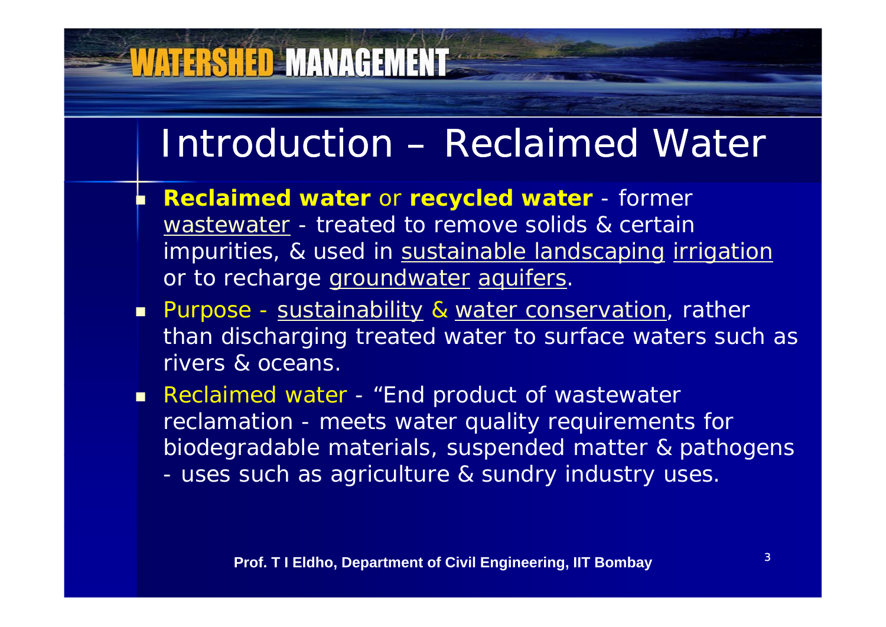# Introduction – Reclaimed Water

- **Reclaimed water** or **recycled water** - former wastewater - treated to remove solids & certain impurities, & used in sustainable landscaping irrigation or to recharge groundwater aquifers.
- Purpose - sustainability & water conservation, rather than discharging treated water to surface waters such as rivers & oceans.
- Reclaimed water - "End product of wastewater reclamation - meets water quality requirements for biodegradable materials, suspended matter & pathogens - uses such as agriculture & sundry industry uses.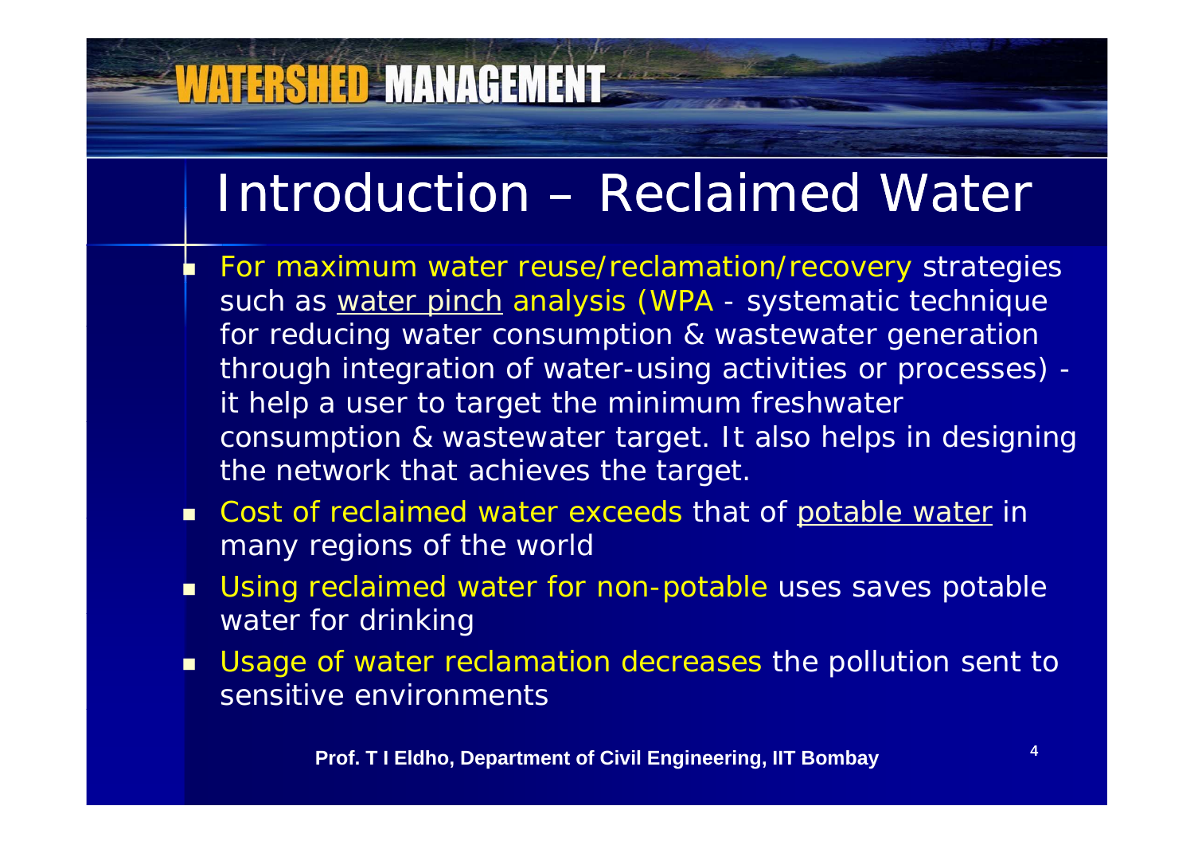# Introduction – Reclaimed Water

- For maximum water reuse/reclamation/recovery strategies such as water pinch analysis (WPA - systematic technique for reducing water consumption & wastewater generation through integration of water-using activities or processes) - it help a user to target the minimum freshwater consumption & wastewater target. It also helps in designing the network that achieves the target.
- Cost of reclaimed water exceeds that of potable water in many regions of the world
- Using reclaimed water for non-potable uses saves potable water for drinking
- Usage of water reclamation decreases the pollution sent to sensitive environments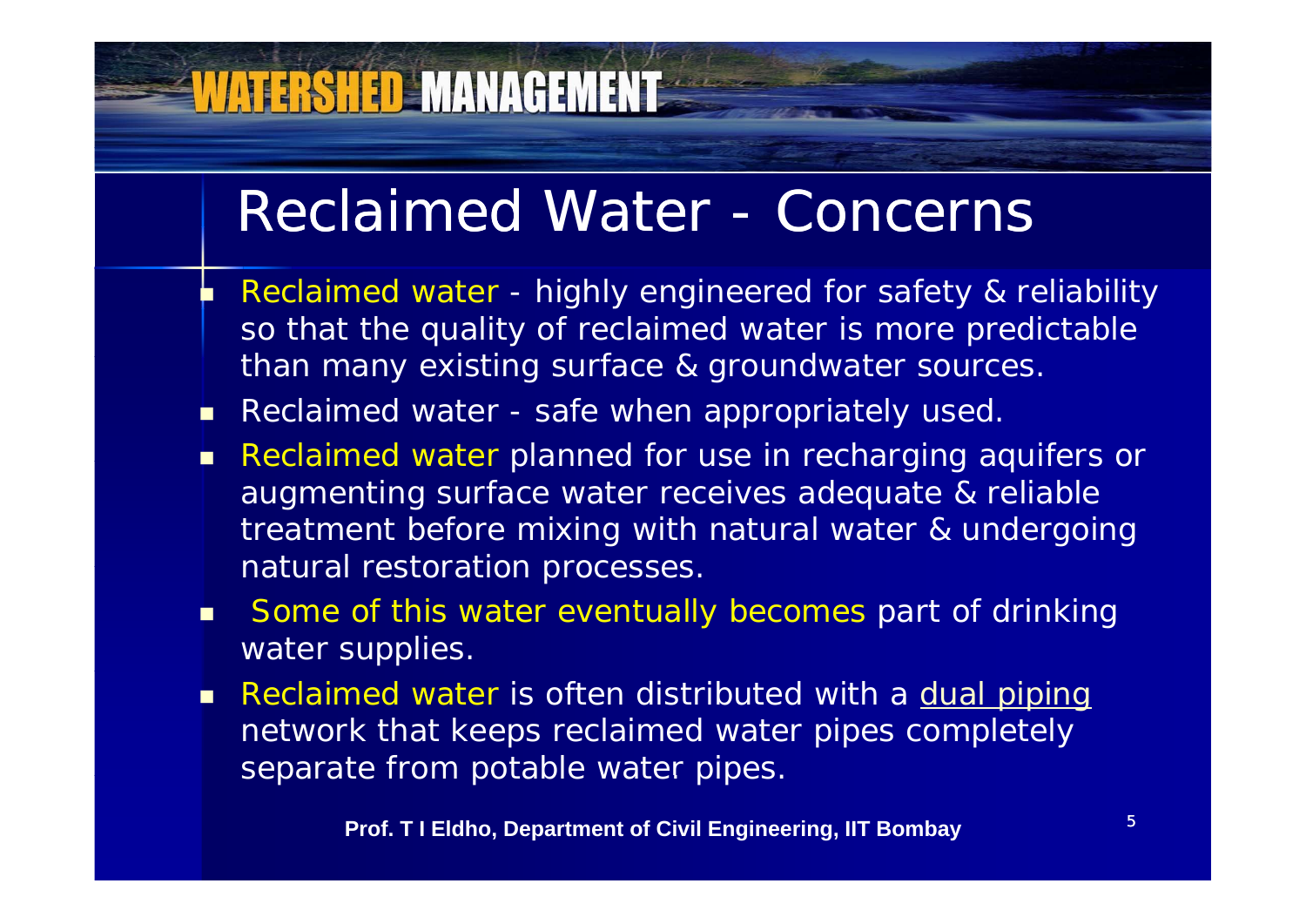# Reclaimed Water - Concerns

- Reclaimed water - highly engineered for safety & reliability so that the quality of reclaimed water is more predictable than many existing surface & groundwater sources.
- Reclaimed water - safe when appropriately used.
- Reclaimed water planned for use in recharging aquifers or augmenting surface water receives adequate & reliable treatment before mixing with natural water & undergoing natural restoration processes.
- Some of this water eventually becomes part of drinking water supplies.
- Reclaimed water is often distributed with a dual piping network that keeps reclaimed water pipes completely separate from potable water pipes.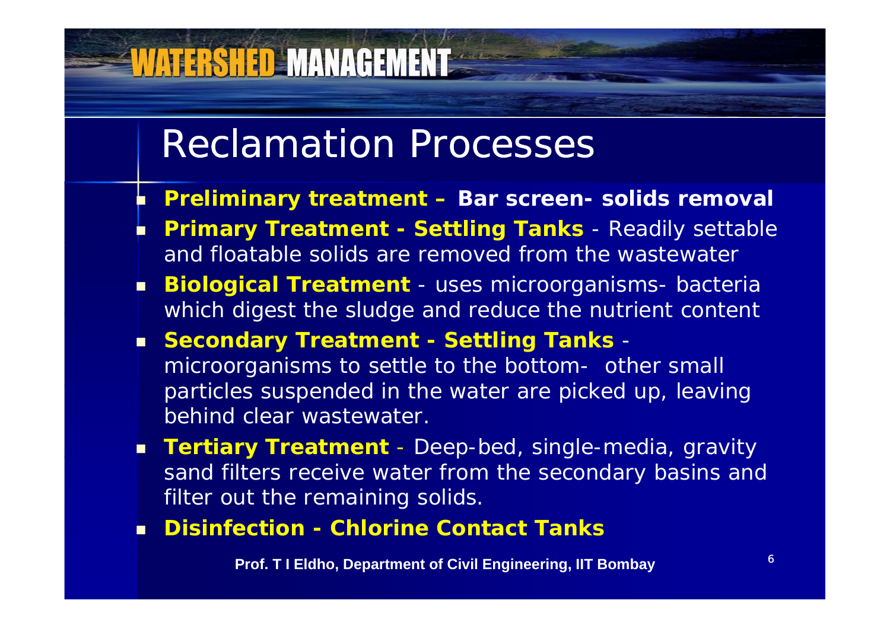# Reclamation Processes

- **Preliminary treatment – Bar screen- solids removal**
- **Primary Treatment - Settling Tanks** - Readily settable and floatable solids are removed from the wastewater
- **Biological Treatment** - uses microorganisms- bacteria which digest the sludge and reduce the nutrient content
- **Secondary Treatment - Settling Tanks** - microorganisms to settle to the bottom- other small particles suspended in the water are picked up, leaving behind clear wastewater.
- **Tertiary Treatment** - Deep-bed, single-media, gravity sand filters receive water from the secondary basins and filter out the remaining solids.
- **Disinfection - Chlorine Contact Tanks**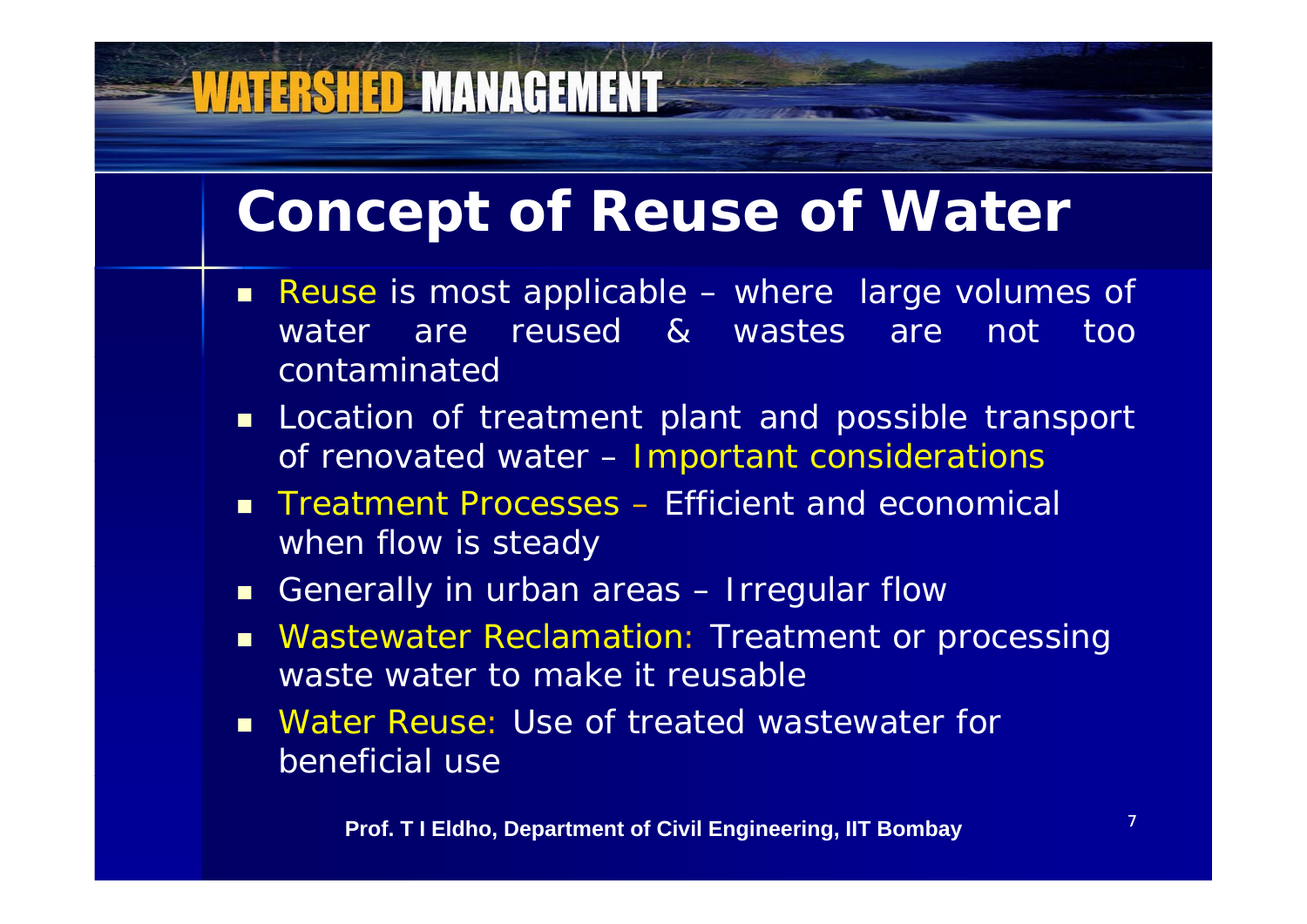# Concept of Reuse of Water

- Reuse is most applicable – where large volumes of water are reused & wastes are not too contaminated
- Location of treatment plant and possible transport of renovated water – Important considerations
- Treatment Processes – Efficient and economical when flow is steady
- Generally in urban areas – Irregular flow
- Wastewater Reclamation: Treatment or processing waste water to make it reusable
- Water Reuse: Use of treated wastewater for beneficial use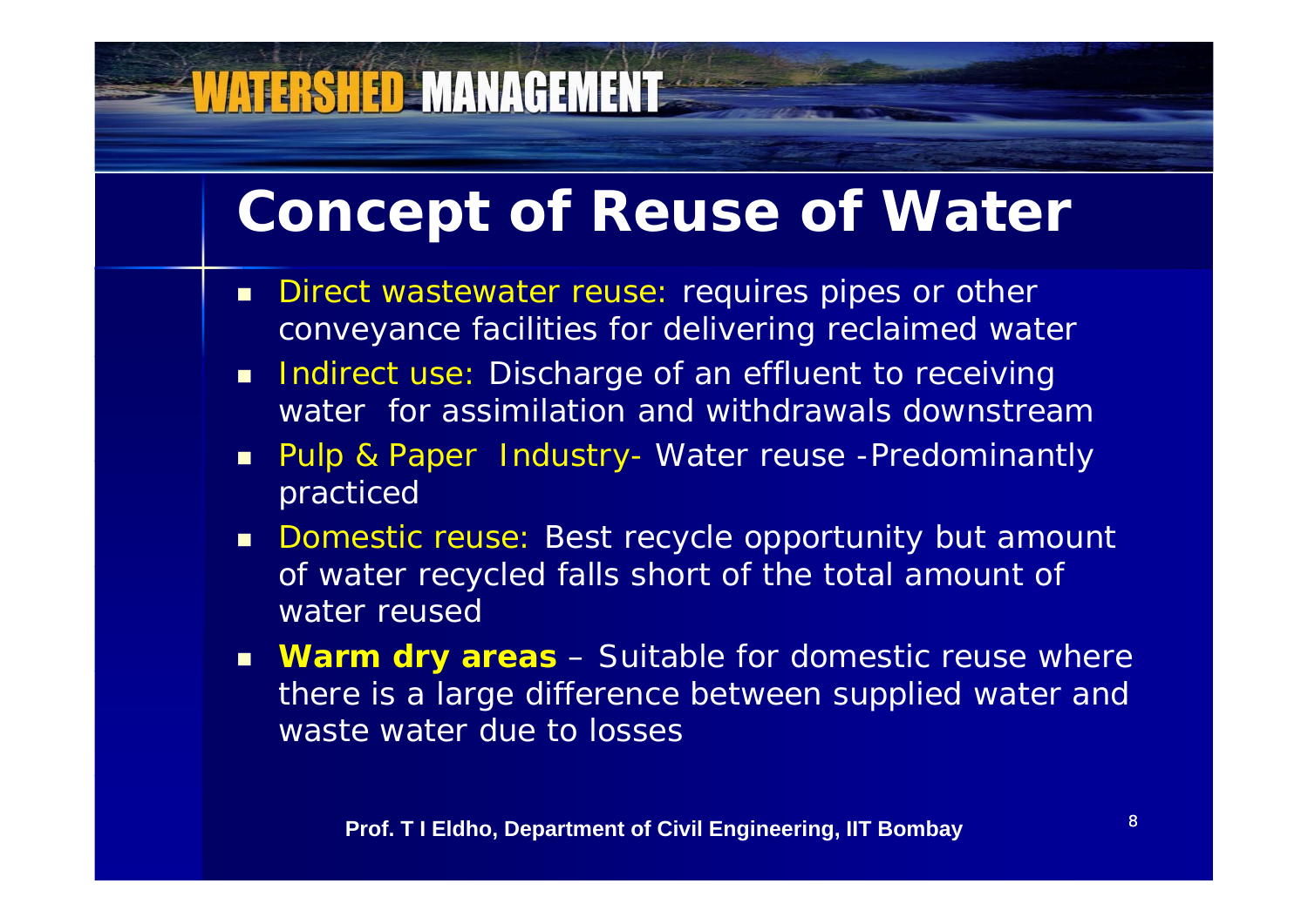# Concept of Reuse of Water

- Direct wastewater reuse: requires pipes or other conveyance facilities for delivering reclaimed water
- Indirect use: Discharge of an effluent to receiving water for assimilation and withdrawals downstream
- Pulp & Paper Industry- Water reuse -Predominantly practiced
- Domestic reuse: Best recycle opportunity but amount of water recycled falls short of the total amount of water reused
- **Warm dry areas** – Suitable for domestic reuse where there is a large difference between supplied water and waste water due to losses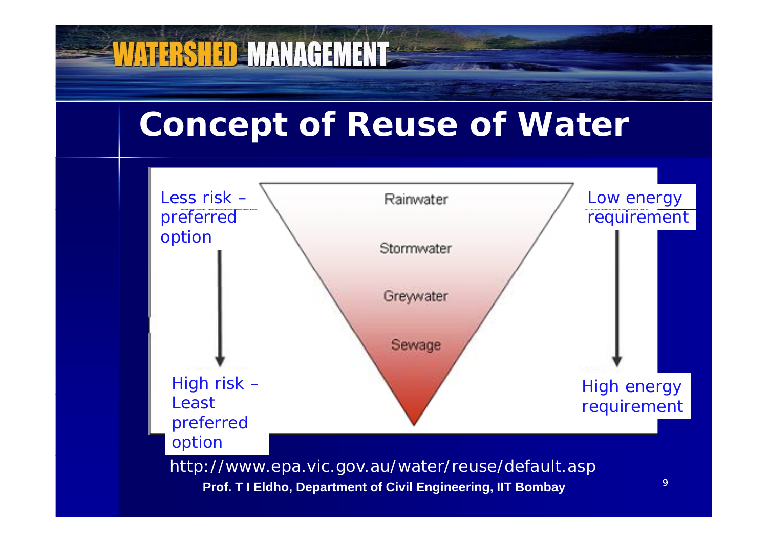# Concept of Reuse of Water

Less risk – preferred option

High risk – Least preferred option

Rainwater

Stormwater

Greywater

Sewage

Low energy requirement

High energy requirement

http://www.epa.vic.gov.au/water/reuse/default.asp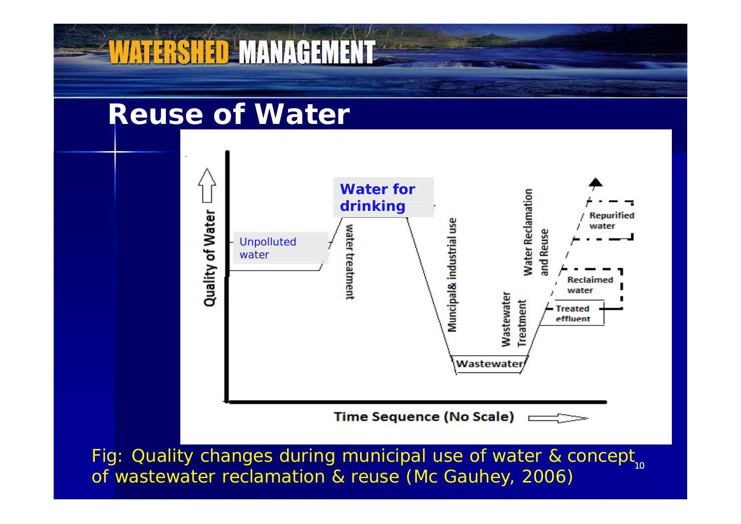## Reuse of Water

Quality of Water

Unpolluted water

water treatment

Water for drinking

Muncipal& industrial use

Wastewater

Wastewater Treatment

Water Reclamation and Reuse

Treated effluent

Reclaimed water

Repurified water

Time Sequence (No Scale)

Fig: Quality changes during municipal use of water & concept of wastewater reclamation & reuse (Mc Gauhey, 2006)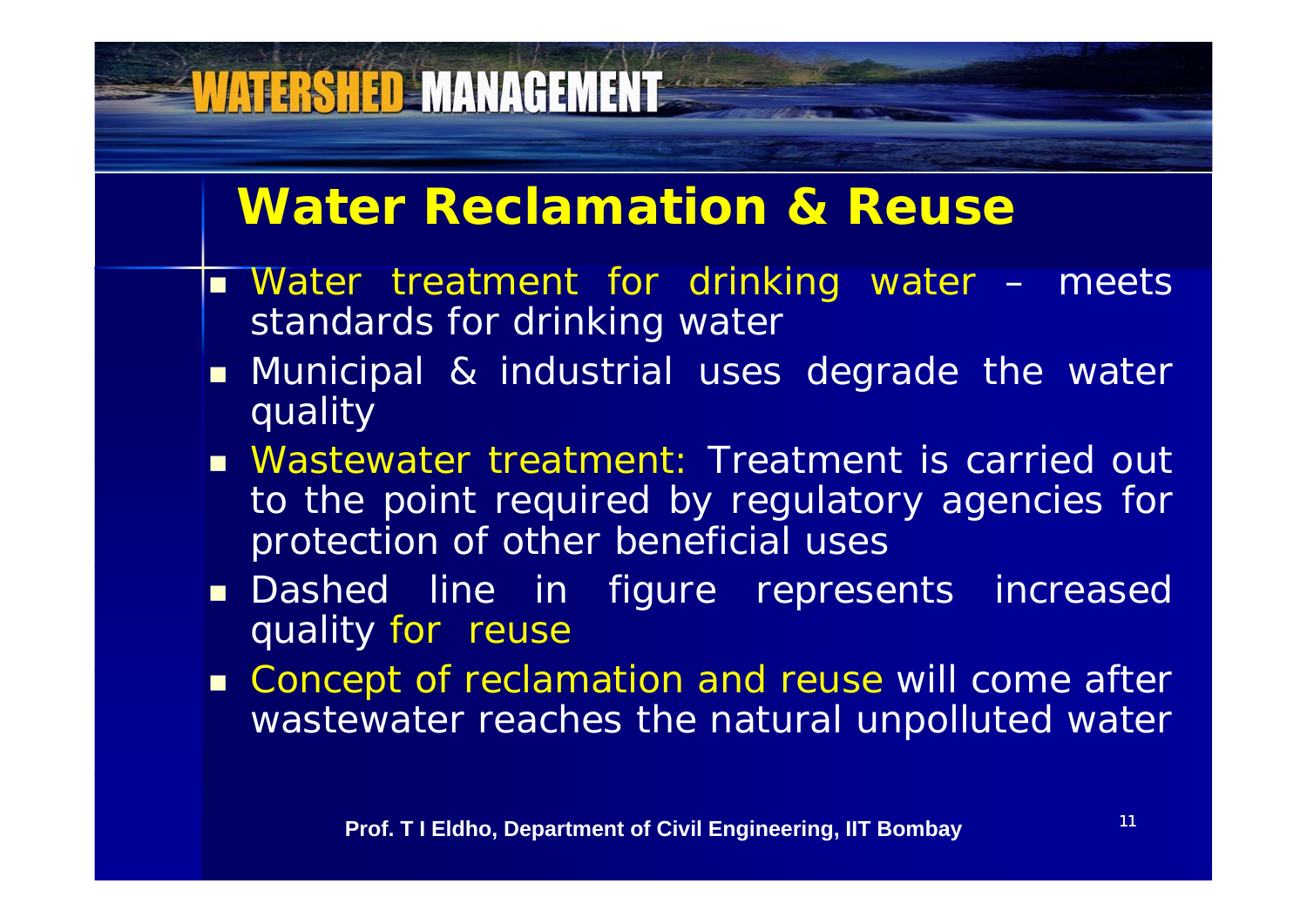## Water Reclamation & Reuse

- Water treatment for drinking water – meets standards for drinking water
- Municipal & industrial uses degrade the water quality
- Wastewater treatment: Treatment is carried out to the point required by regulatory agencies for protection of other beneficial uses
- Dashed line in figure represents increased quality for reuse
- Concept of reclamation and reuse will come after wastewater reaches the natural unpolluted water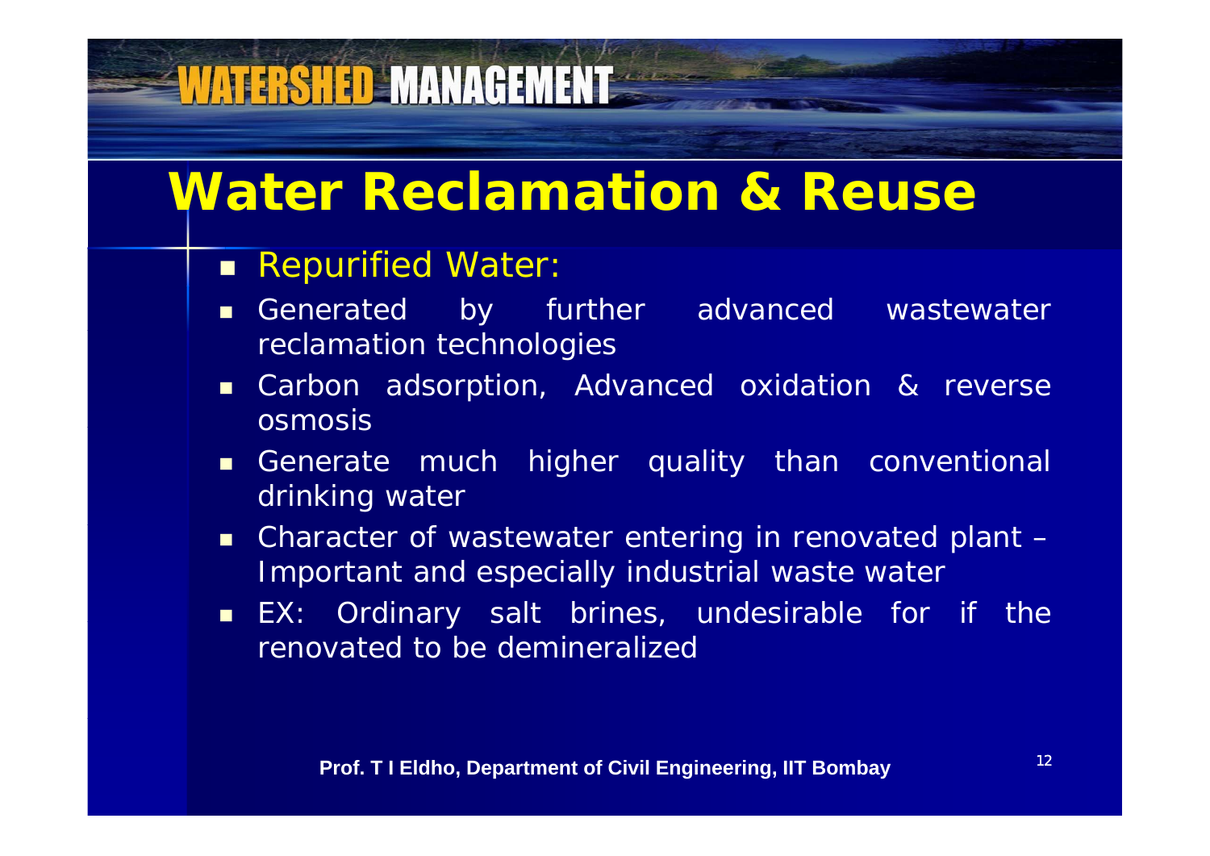# Water Reclamation & Reuse

- Repurified Water:
- Generated by further advanced wastewater reclamation technologies
- Carbon adsorption, Advanced oxidation & reverse osmosis
- Generate much higher quality than conventional drinking water
- Character of wastewater entering in renovated plant – Important and especially industrial waste water
- EX: Ordinary salt brines, undesirable for if the renovated to be demineralized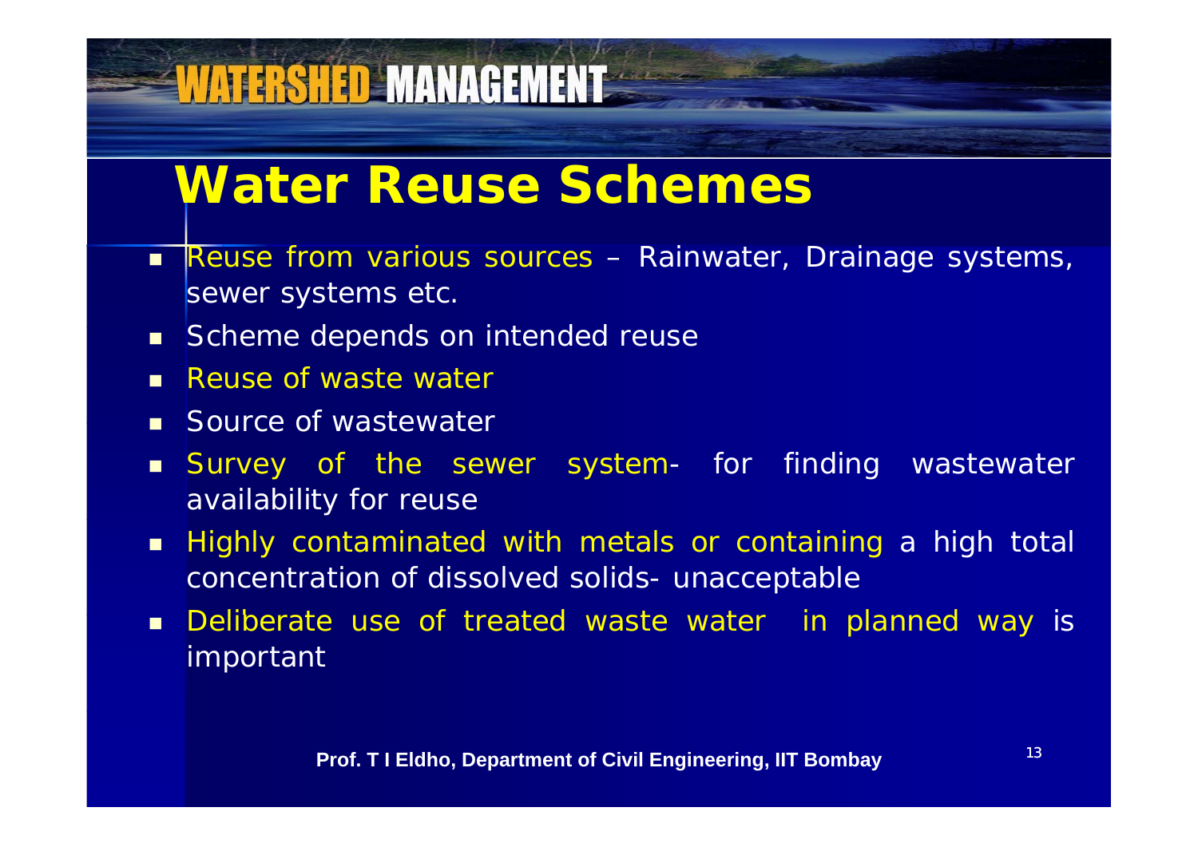# Water Reuse Schemes

- Reuse from various sources – Rainwater, Drainage systems, sewer systems etc.
- Scheme depends on intended reuse
- Reuse of waste water
- Source of wastewater
- Survey of the sewer system- for finding wastewater availability for reuse
- Highly contaminated with metals or containing a high total concentration of dissolved solids- unacceptable
- Deliberate use of treated waste water in planned way is important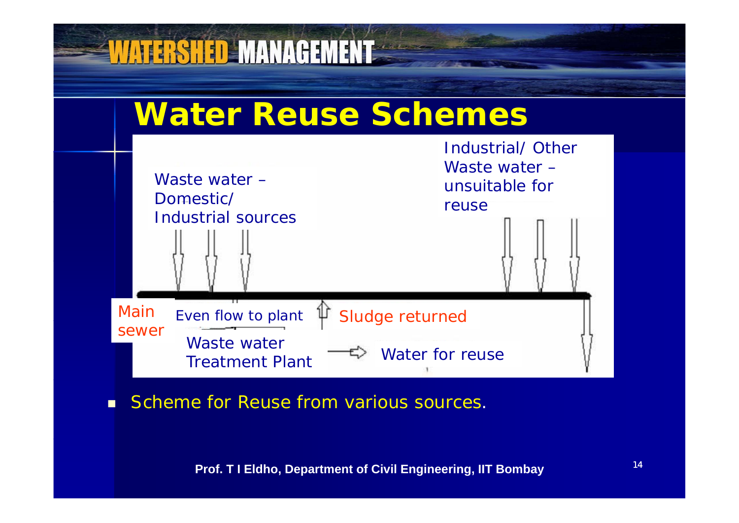# Water Reuse Schemes

Waste water – Domestic/ Industrial sources

Industrial/ Other Waste water – unsuitable for reuse

Main sewer

Even flow to plant

Sludge returned

Waste water Treatment Plant

Water for reuse

- Scheme for Reuse from various sources.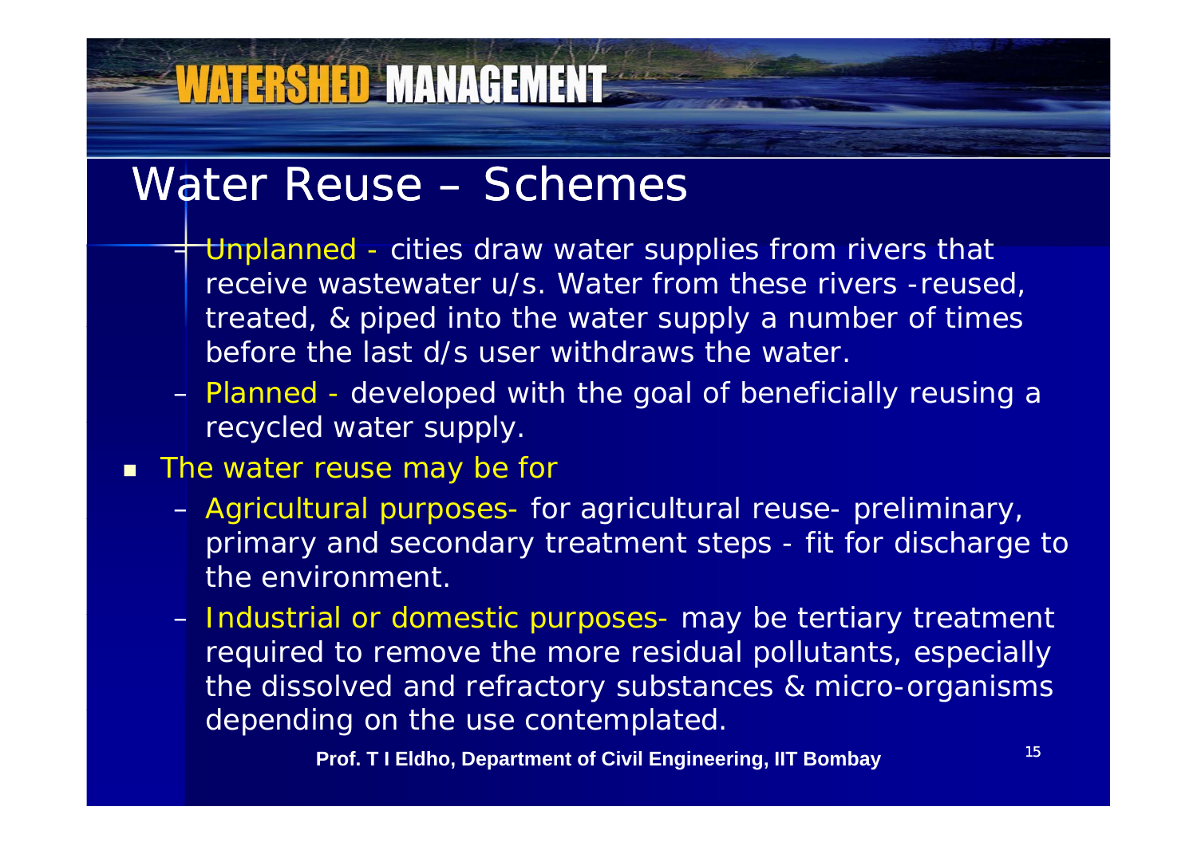## Water Reuse – Schemes

- Unplanned - cities draw water supplies from rivers that receive wastewater u/s. Water from these rivers -reused, treated, & piped into the water supply a number of times before the last d/s user withdraws the water.
- Planned - developed with the goal of beneficially reusing a recycled water supply.

- The water reuse may be for
  - Agricultural purposes- for agricultural reuse- preliminary, primary and secondary treatment steps - fit for discharge to the environment.
  - Industrial or domestic purposes- may be tertiary treatment required to remove the more residual pollutants, especially the dissolved and refractory substances & micro-organisms depending on the use contemplated.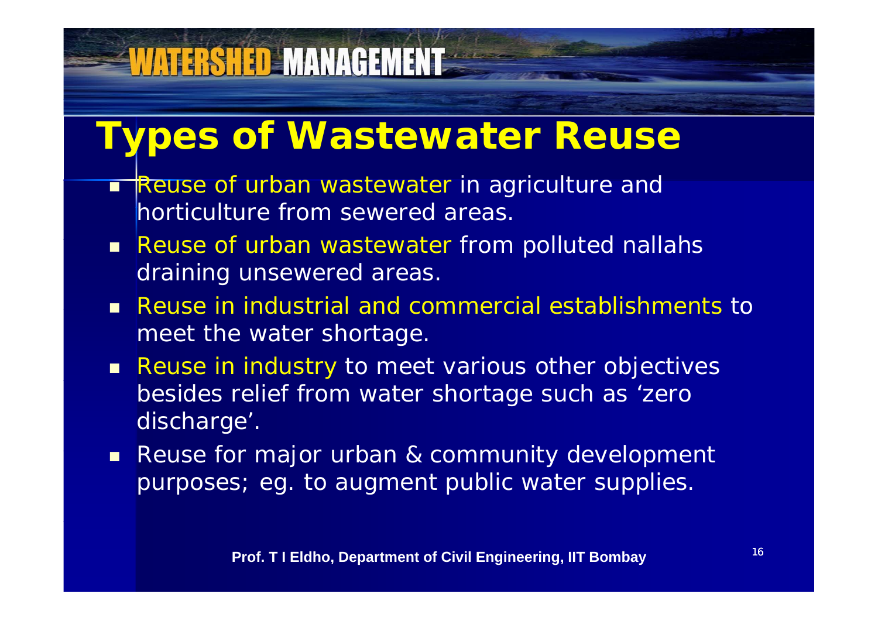# Types of Wastewater Reuse

- Reuse of urban wastewater in agriculture and horticulture from sewered areas.
- Reuse of urban wastewater from polluted nallahs draining unsewered areas.
- Reuse in industrial and commercial establishments to meet the water shortage.
- Reuse in industry to meet various other objectives besides relief from water shortage such as 'zero discharge'.
- Reuse for major urban & community development purposes; eg. to augment public water supplies.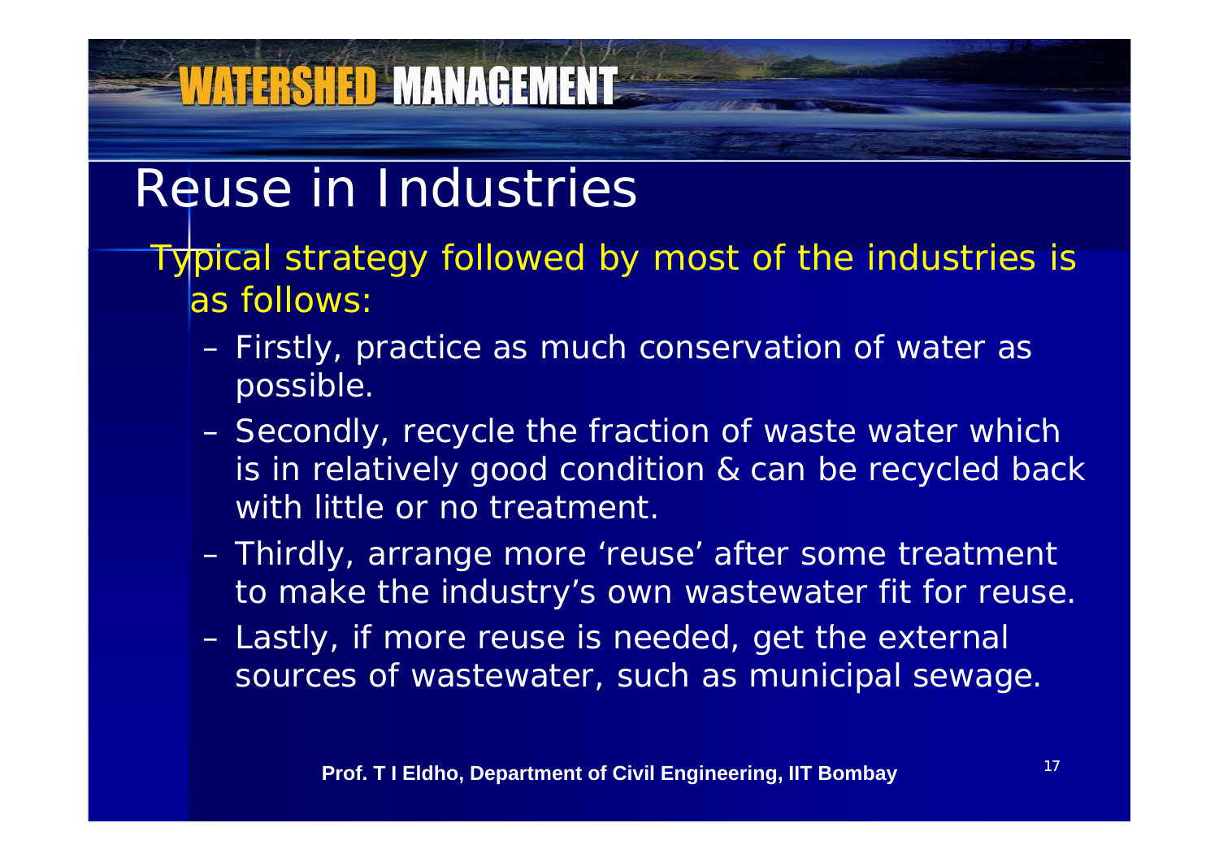# Reuse in Industries

Typical strategy followed by most of the industries is as follows:

- Firstly, practice as much conservation of water as possible.
- Secondly, recycle the fraction of waste water which is in relatively good condition & can be recycled back with little or no treatment.
- Thirdly, arrange more ‘reuse’ after some treatment to make the industry’s own wastewater fit for reuse.
- Lastly, if more reuse is needed, get the external sources of wastewater, such as municipal sewage.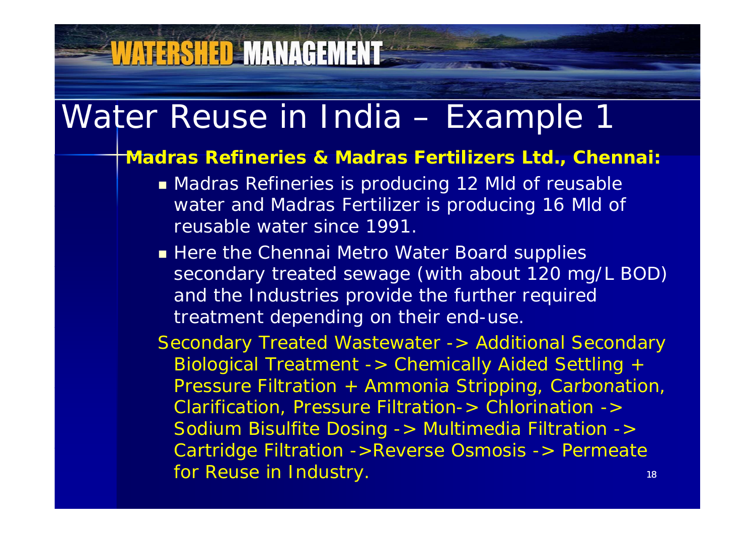# Water Reuse in India – Example 1

**Madras Refineries & Madras Fertilizers Ltd., Chennai:**

- Madras Refineries is producing 12 Mld of reusable water and Madras Fertilizer is producing 16 Mld of reusable water since 1991.
- Here the Chennai Metro Water Board supplies secondary treated sewage (with about 120 mg/L BOD) and the Industries provide the further required treatment depending on their end-use.

Secondary Treated Wastewater -> Additional Secondary Biological Treatment -> Chemically Aided Settling + Pressure Filtration + Ammonia Stripping, Carbonation, Clarification, Pressure Filtration-> Chlorination -> Sodium Bisulfite Dosing -> Multimedia Filtration -> Cartridge Filtration ->Reverse Osmosis -> Permeate for Reuse in Industry.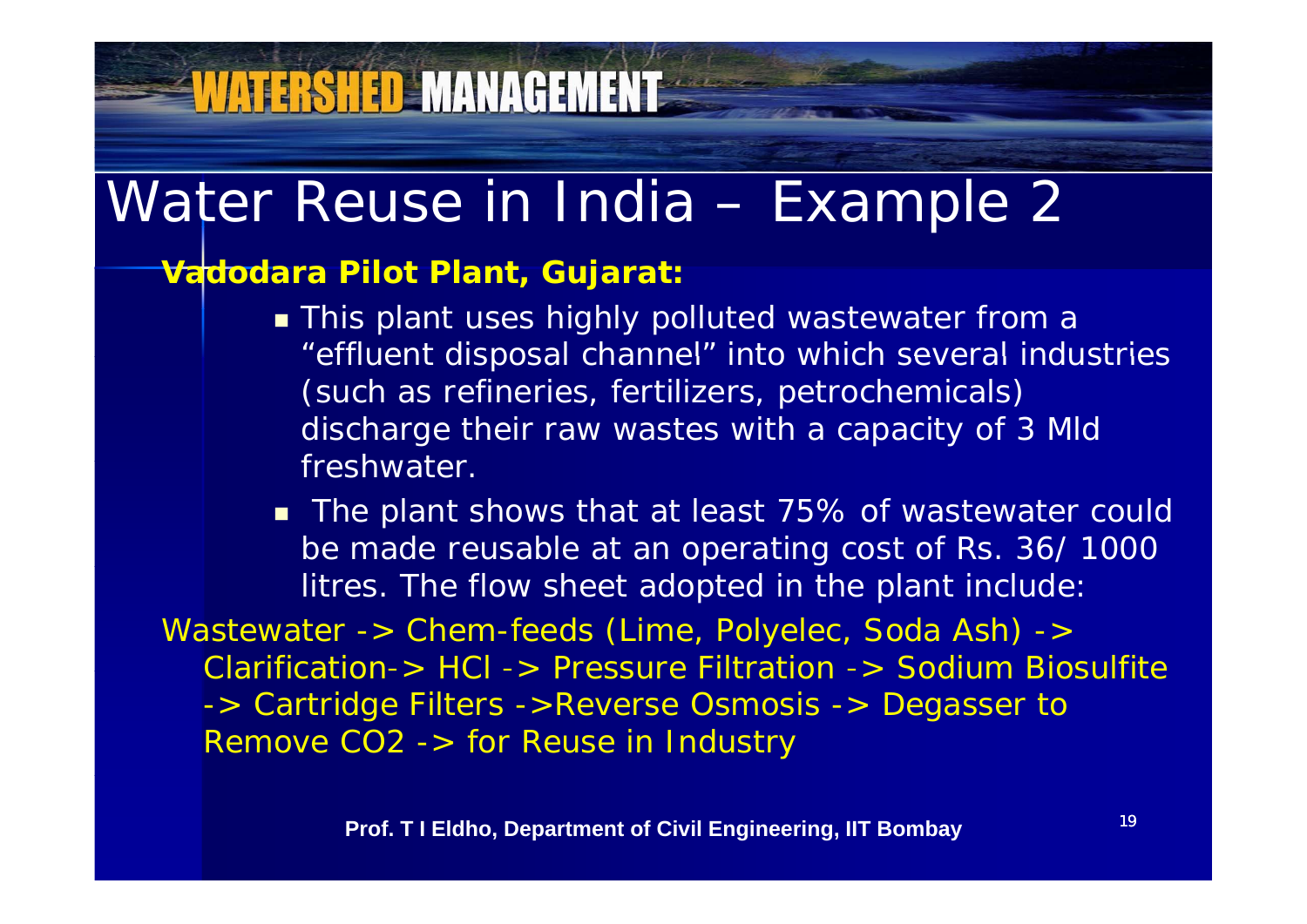# Water Reuse in India – Example 2

**Vadodara Pilot Plant, Gujarat:**

- This plant uses highly polluted wastewater from a "effluent disposal channel" into which several industries (such as refineries, fertilizers, petrochemicals) discharge their raw wastes with a capacity of 3 Mld freshwater.
- The plant shows that at least 75% of wastewater could be made reusable at an operating cost of Rs. 36/ 1000 litres. The flow sheet adopted in the plant include:

Wastewater -> Chem-feeds (Lime, Polyelec, Soda Ash) -> Clarification-> HCl -> Pressure Filtration -> Sodium Biosulfite -> Cartridge Filters ->Reverse Osmosis -> Degasser to Remove $CO_2$ -> for Reuse in Industry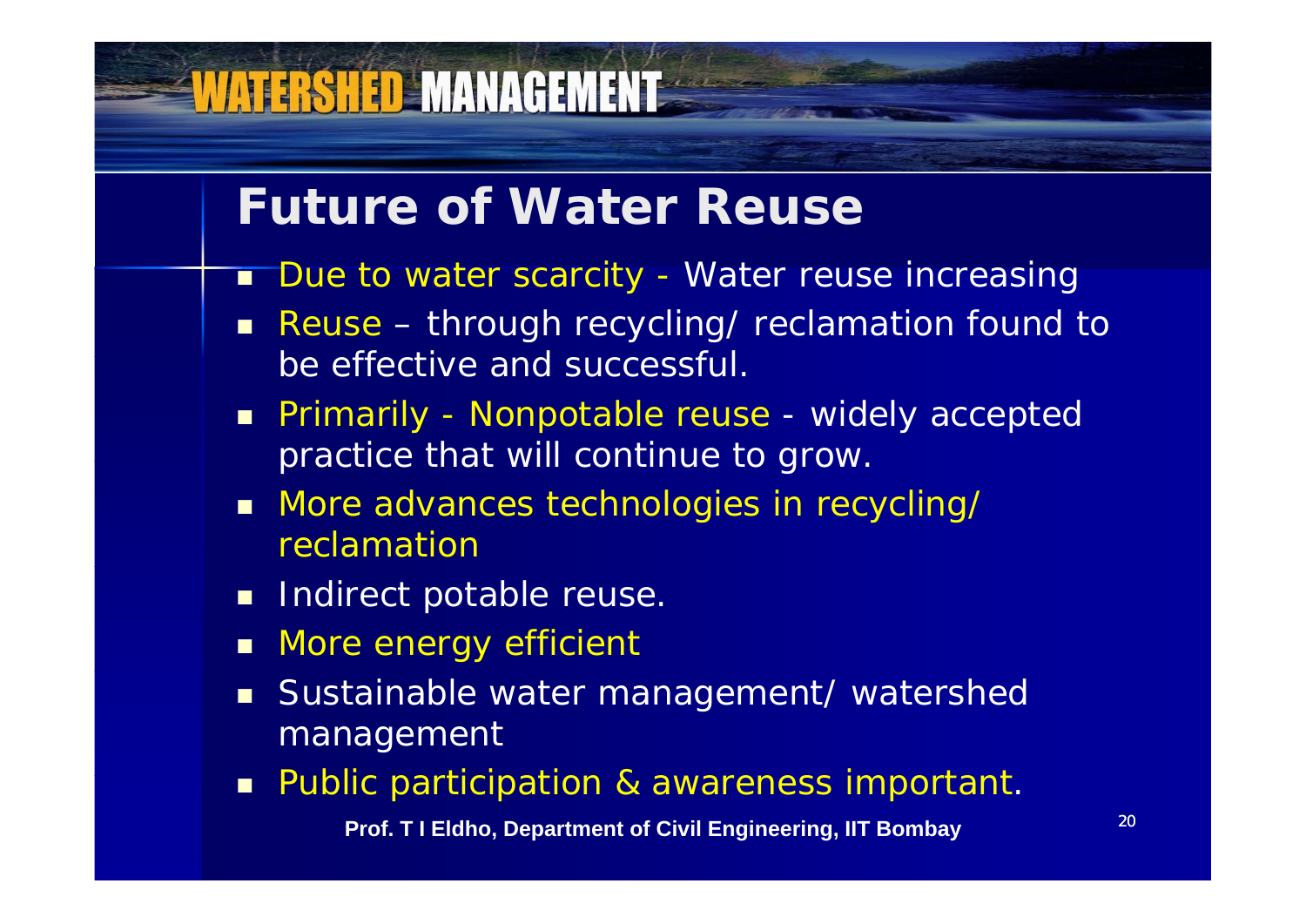# Future of Water Reuse

- Due to water scarcity - Water reuse increasing
- Reuse – through recycling/ reclamation found to be effective and successful.
- Primarily - Nonpotable reuse - widely accepted practice that will continue to grow.
- More advances technologies in recycling/ reclamation
- Indirect potable reuse.
- More energy efficient
- Sustainable water management/ watershed management
- Public participation & awareness important.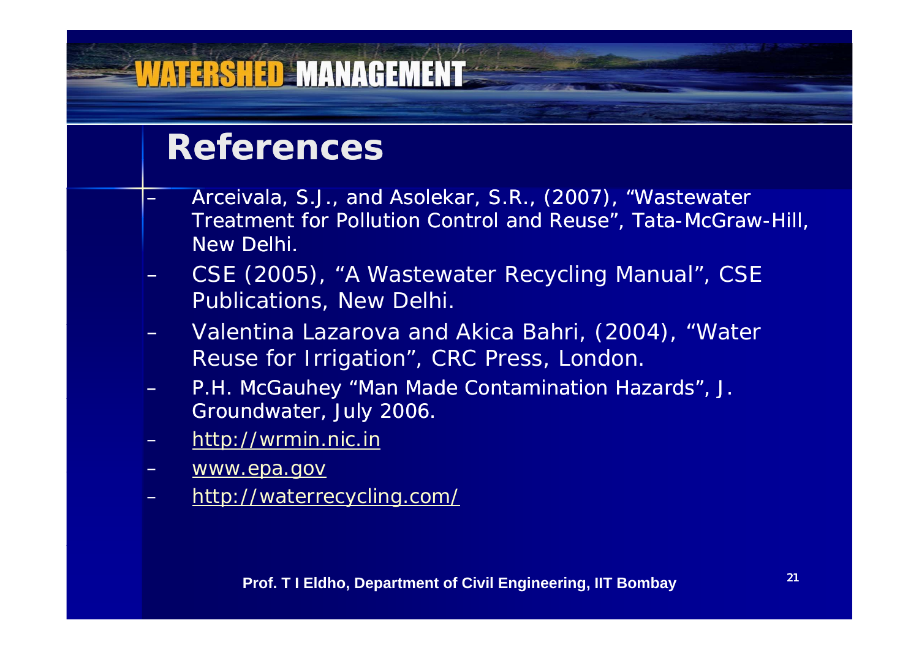## References

- Arceivala, S.J., and Asolekar, S.R., (2007), "Wastewater Treatment for Pollution Control and Reuse", Tata-McGraw-Hill, New Delhi.
- CSE (2005), "A Wastewater Recycling Manual", CSE Publications, New Delhi.
- Valentina Lazarova and Akica Bahri, (2004), "Water Reuse for Irrigation", CRC Press, London.
- P.H. McGauhey "Man Made Contamination Hazards", J. Groundwater, July 2006.
- http://wrmin.nic.in
- www.epa.gov
- http://waterrecycling.com/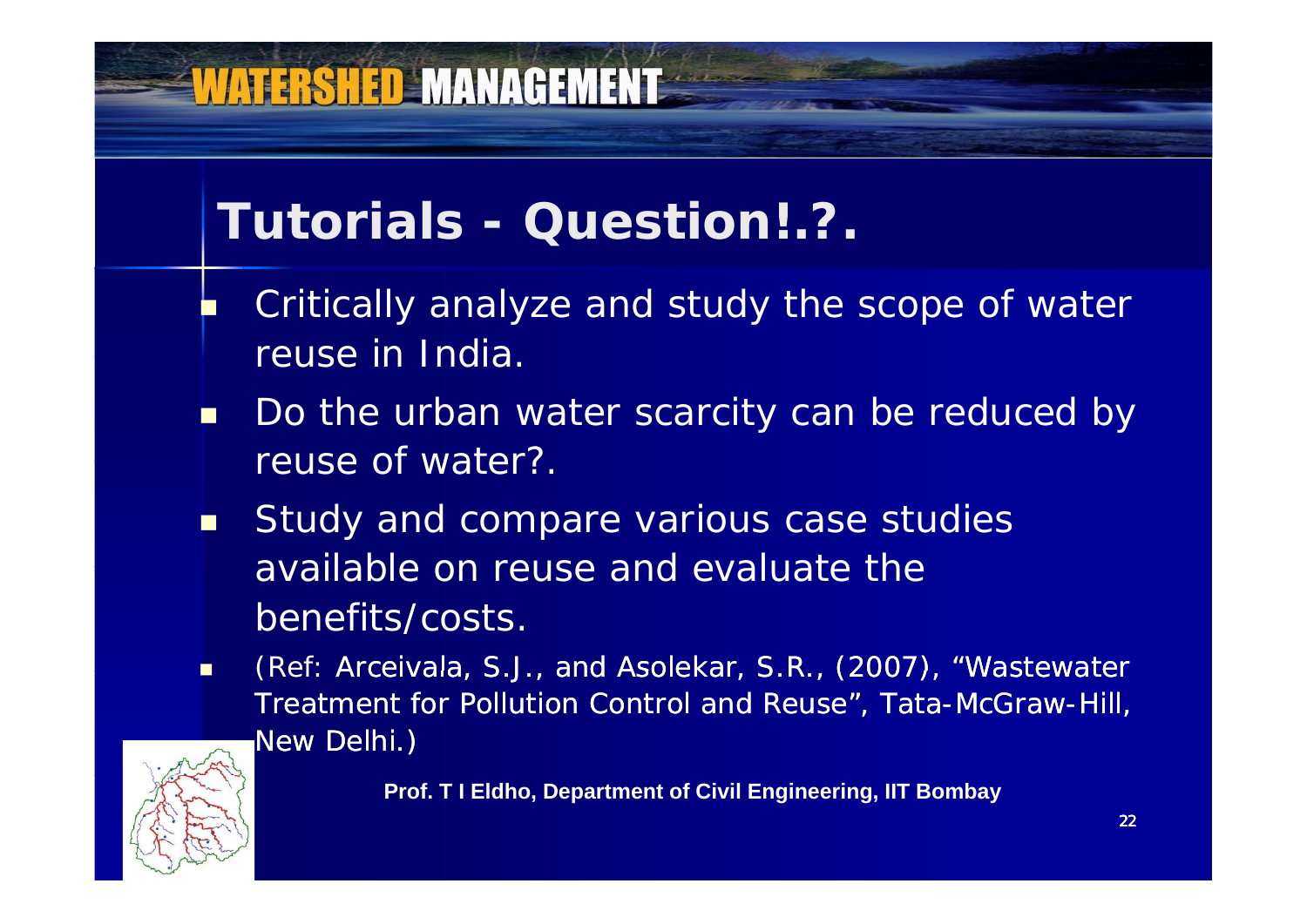# Tutorials - Question!.?.

- Critically analyze and study the scope of water reuse in India.
- Do the urban water scarcity can be reduced by reuse of water?.
- Study and compare various case studies available on reuse and evaluate the benefits/costs.
- (Ref: Arceivala, S.J., and Asolekar, S.R., (2007), "Wastewater Treatment for Pollution Control and Reuse", Tata-McGraw-Hill, New Delhi.)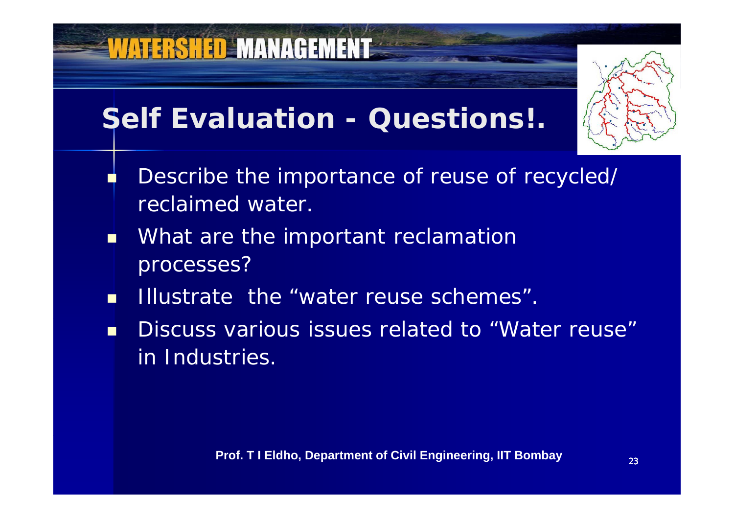# Self Evaluation - Questions!.

- Describe the importance of reuse of recycled/ reclaimed water.
- What are the important reclamation processes?
- Illustrate the "water reuse schemes".
- Discuss various issues related to "Water reuse" in Industries.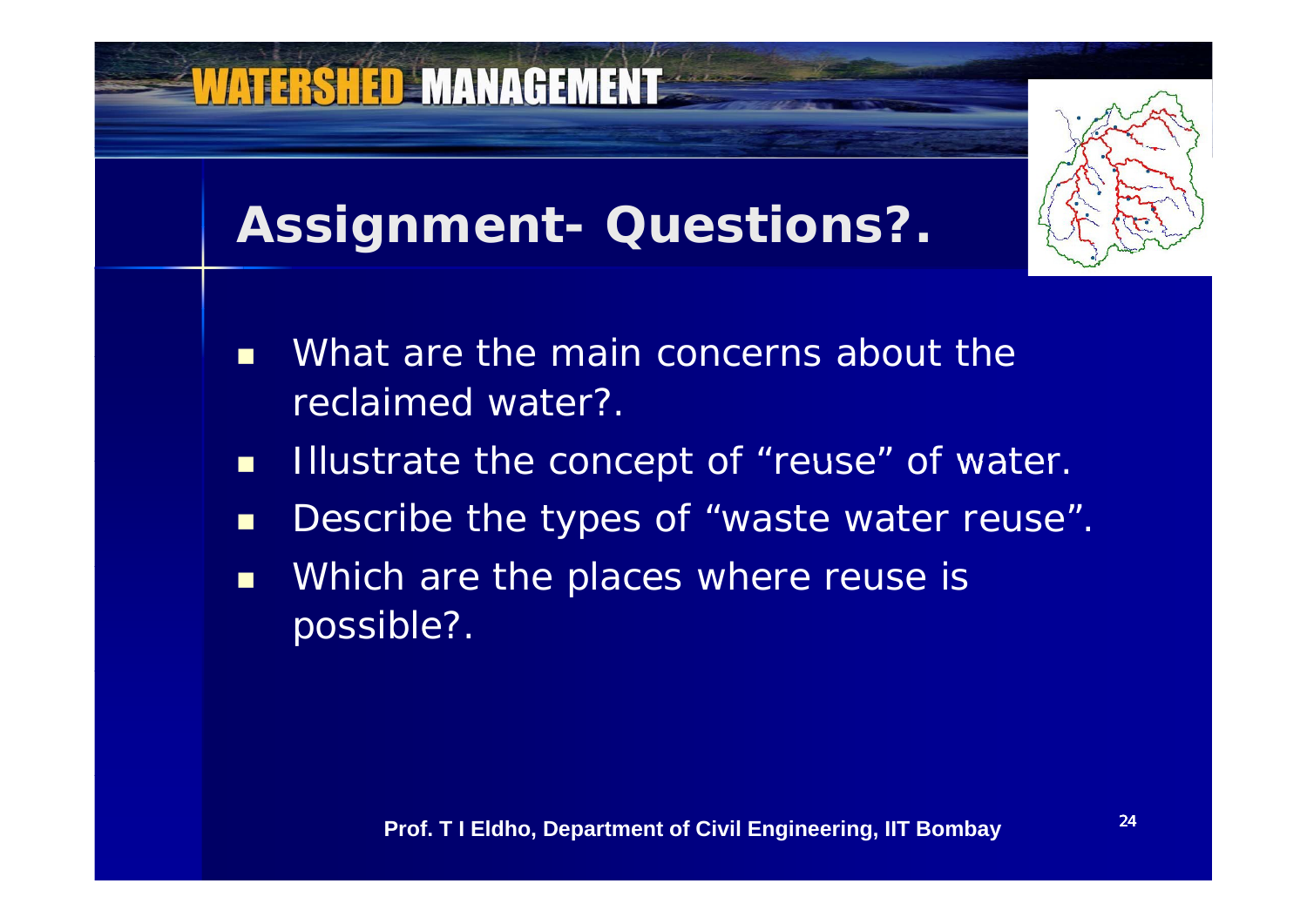# Assignment- Questions?.

- What are the main concerns about the reclaimed water?.
- Illustrate the concept of "reuse" of water.
- Describe the types of "waste water reuse".
- Which are the places where reuse is possible?.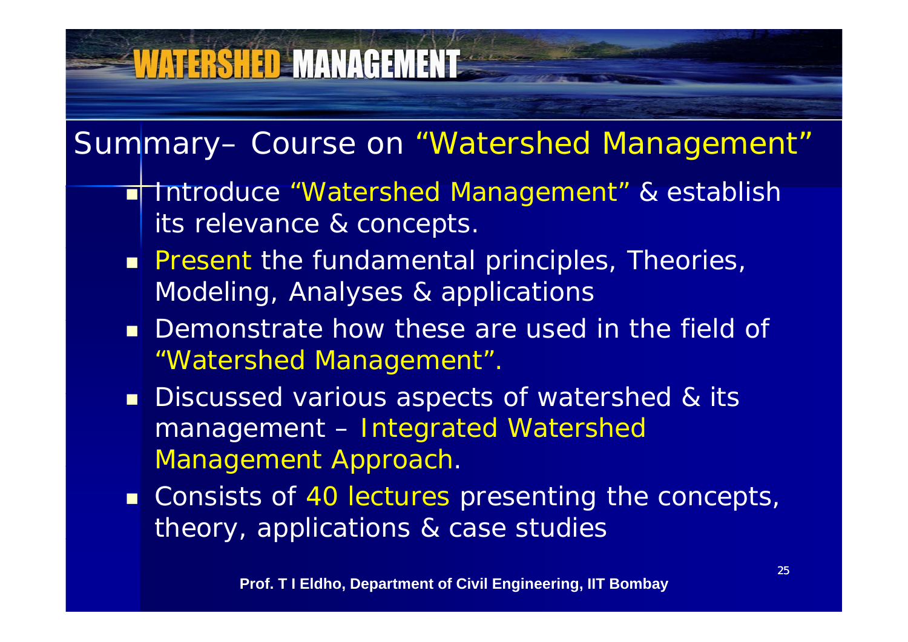## Summary– Course on "Watershed Management"

- Introduce "Watershed Management" & establish its relevance & concepts.
- Present the fundamental principles, Theories, Modeling, Analyses & applications
- Demonstrate how these are used in the field of "Watershed Management".
- Discussed various aspects of watershed & its management – Integrated Watershed Management Approach.
- Consists of 40 lectures presenting the concepts, theory, applications & case studies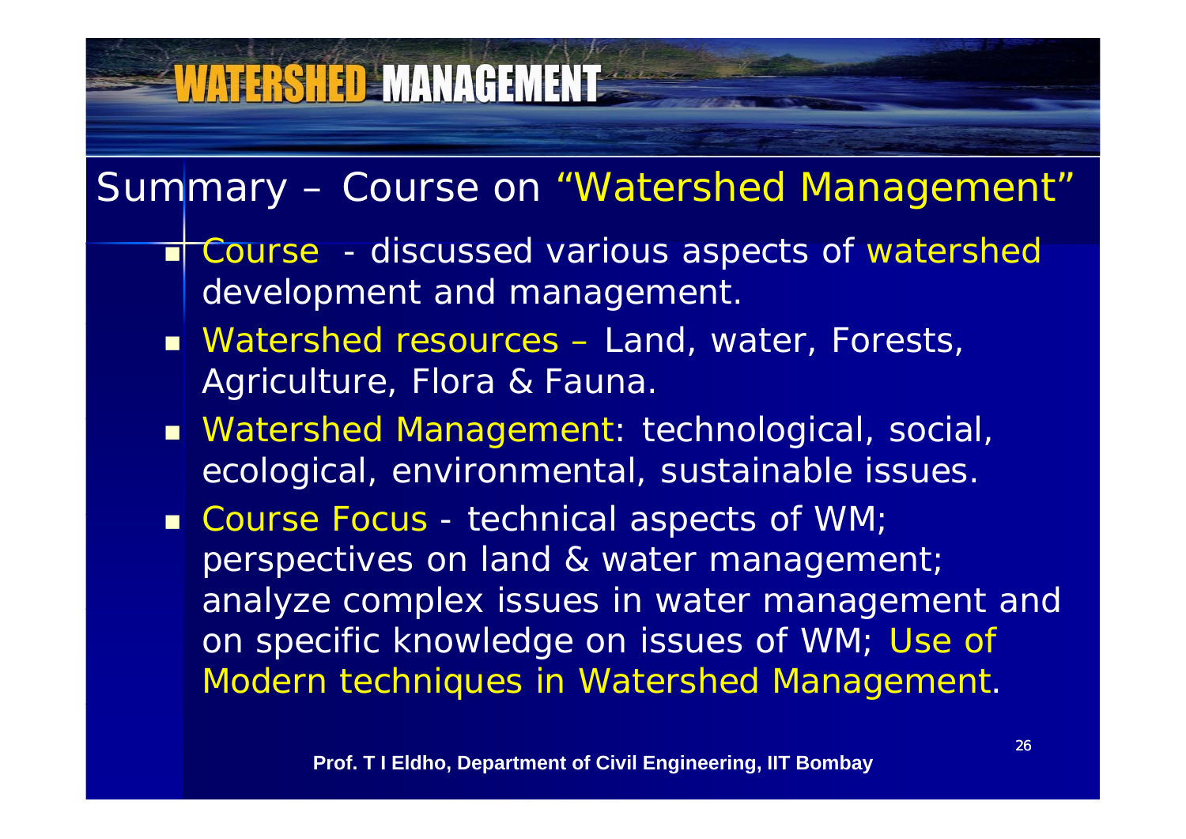# WATERSHED MANAGEMENT

## Summary – Course on "Watershed Management"

- Course - discussed various aspects of watershed development and management.
- Watershed resources – Land, water, Forests, Agriculture, Flora & Fauna.
- Watershed Management: technological, social, ecological, environmental, sustainable issues.
- Course Focus - technical aspects of WM; perspectives on land & water management; analyze complex issues in water management and on specific knowledge on issues of WM; Use of Modern techniques in Watershed Management.

**Prof. T I Eldho, Department of Civil Engineering, IIT Bombay**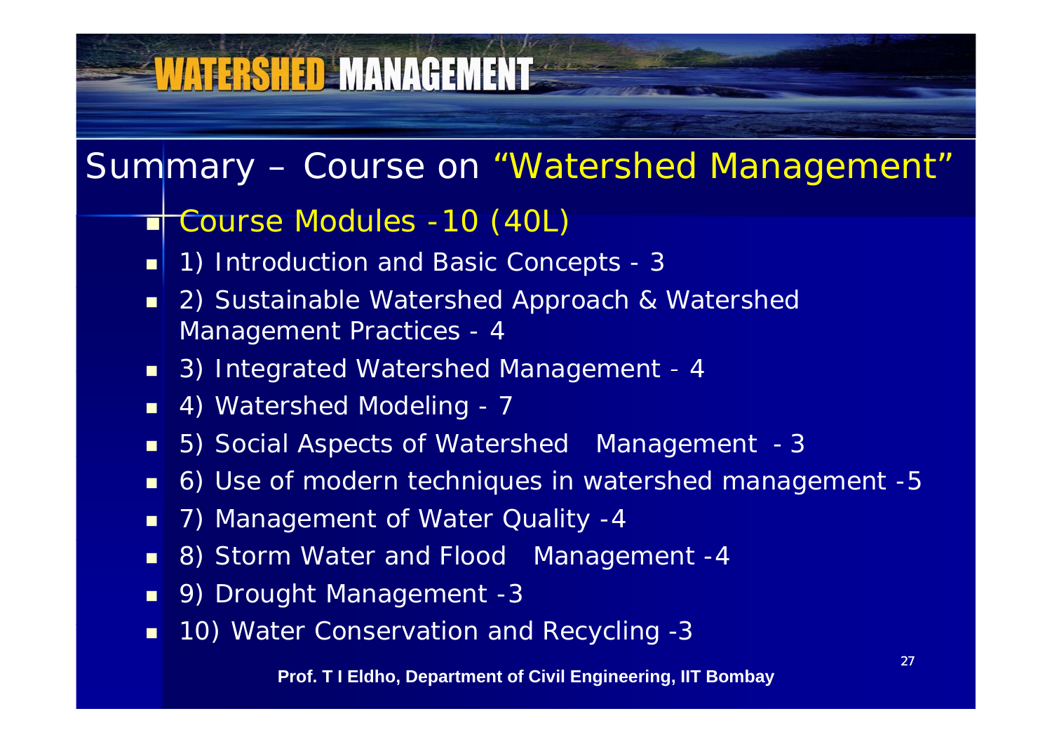# Summary – Course on "Watershed Management"

- Course Modules -10 (40L)
- 1) Introduction and Basic Concepts - 3
- 2) Sustainable Watershed Approach & Watershed Management Practices - 4
- 3) Integrated Watershed Management - 4
- 4) Watershed Modeling - 7
- 5) Social Aspects of Watershed Management - 3
- 6) Use of modern techniques in watershed management -5
- 7) Management of Water Quality -4
- 8) Storm Water and Flood Management -4
- 9) Drought Management -3
- 10) Water Conservation and Recycling -3

**Prof. T I Eldho, Department of Civil Engineering, IIT Bombay**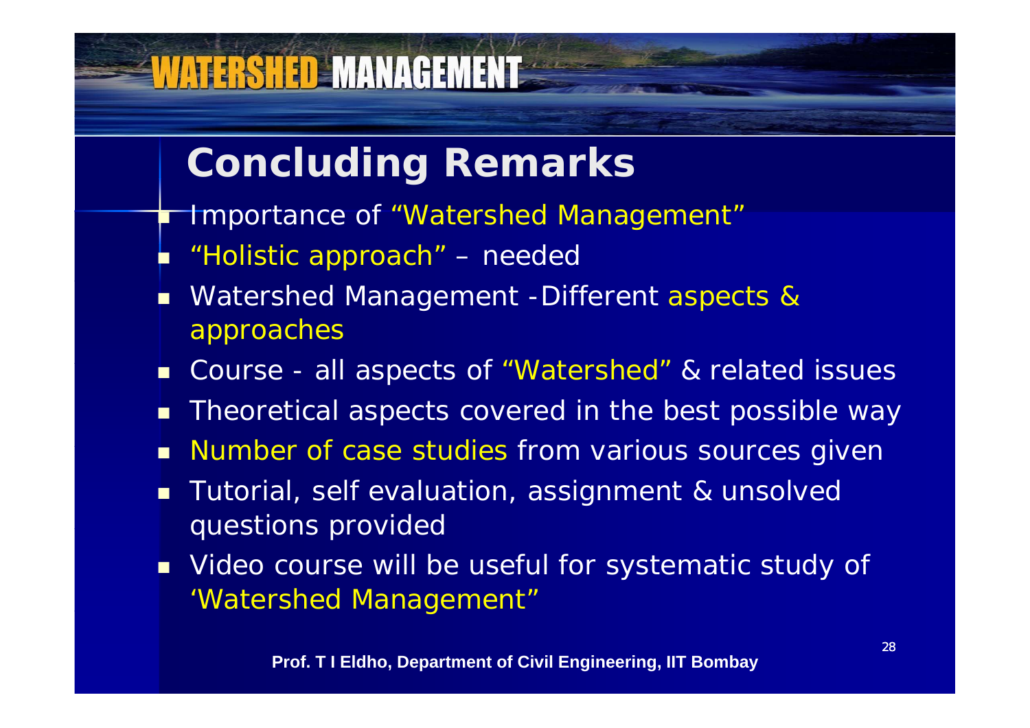## Concluding Remarks

- Importance of "Watershed Management"
- "Holistic approach" – needed
- Watershed Management -Different aspects & approaches
- Course - all aspects of "Watershed" & related issues
- Theoretical aspects covered in the best possible way
- Number of case studies from various sources given
- Tutorial, self evaluation, assignment & unsolved questions provided
- Video course will be useful for systematic study of 'Watershed Management"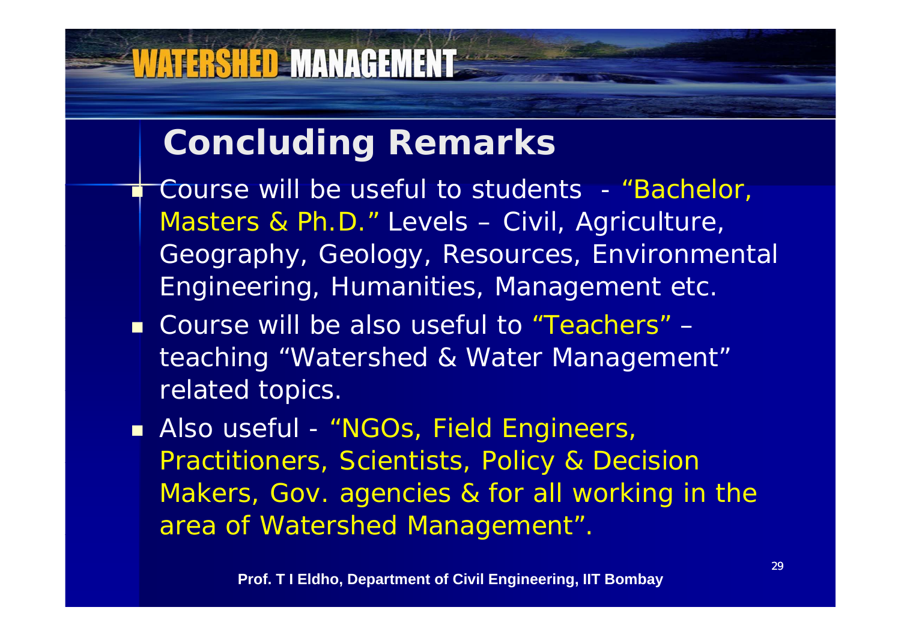## Concluding Remarks

- Course will be useful to students - "Bachelor, Masters & Ph.D." Levels – Civil, Agriculture, Geography, Geology, Resources, Environmental Engineering, Humanities, Management etc.
- Course will be also useful to "Teachers" – teaching "Watershed & Water Management" related topics.
- Also useful - "NGOs, Field Engineers, Practitioners, Scientists, Policy & Decision Makers, Gov. agencies & for all working in the area of Watershed Management".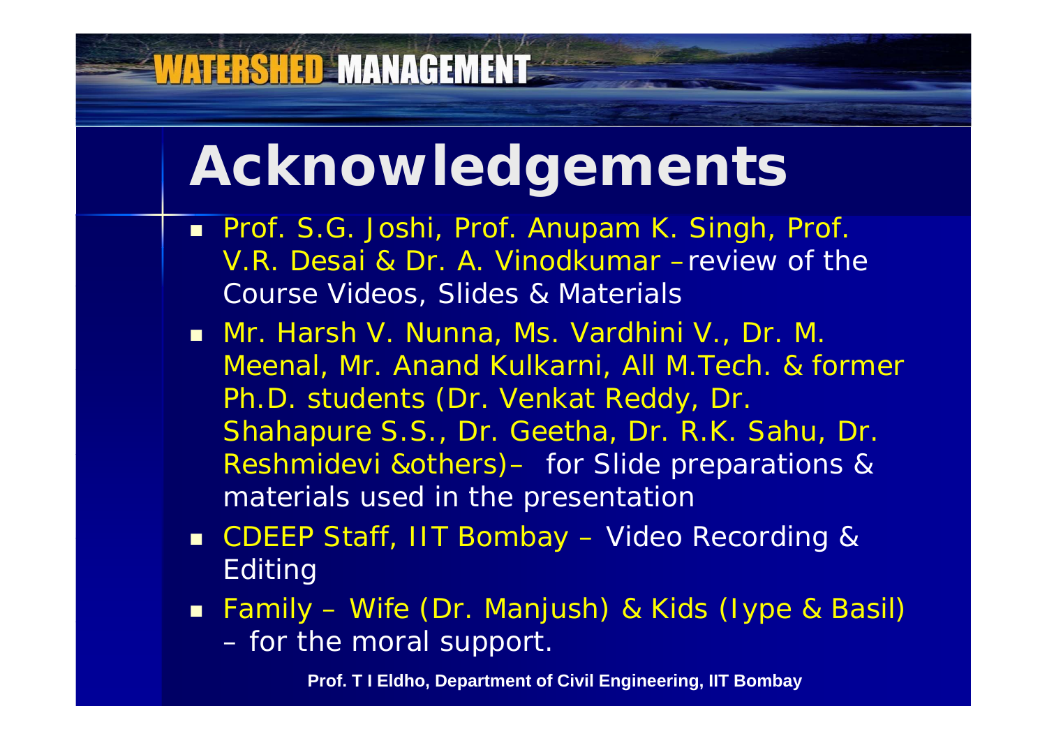# Acknowledgements

- Prof. S.G. Joshi, Prof. Anupam K. Singh, Prof. V.R. Desai & Dr. A. Vinodkumar – review of the Course Videos, Slides & Materials
- Mr. Harsh V. Nunna, Ms. Vardhini V., Dr. M. Meenal, Mr. Anand Kulkarni, All M.Tech. & former Ph.D. students (Dr. Venkat Reddy, Dr. Shahapure S.S., Dr. Geetha, Dr. R.K. Sahu, Dr. Reshmidevi &others)– for Slide preparations & materials used in the presentation
- CDEEP Staff, IIT Bombay – Video Recording & Editing
- Family – Wife (Dr. Manjush) & Kids (Iype & Basil)
  – for the moral support.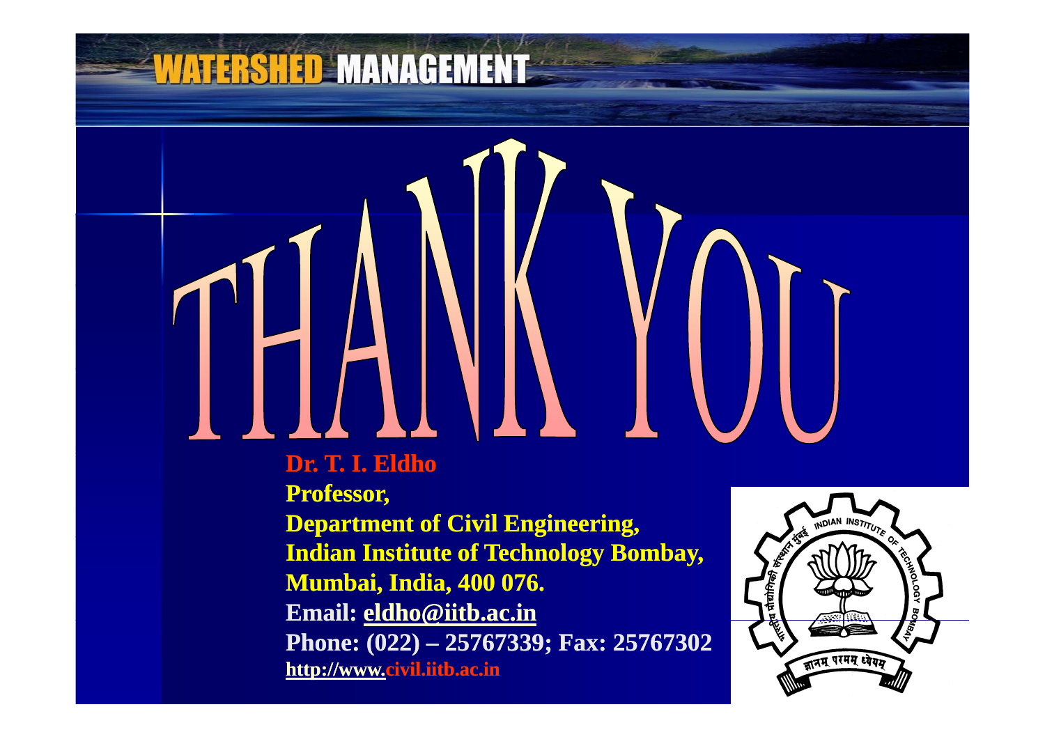# THANK YOU

**Dr. T. I. Eldho**

**Professor,**

**Department of Civil Engineering,**

**Indian Institute of Technology Bombay,**

**Mumbai, India, 400 076.**

**Email: eldho@iitb.ac.in**

**Phone: (022) – 25767339; Fax: 25767302**

**http://www.civil.iitb.ac.in**